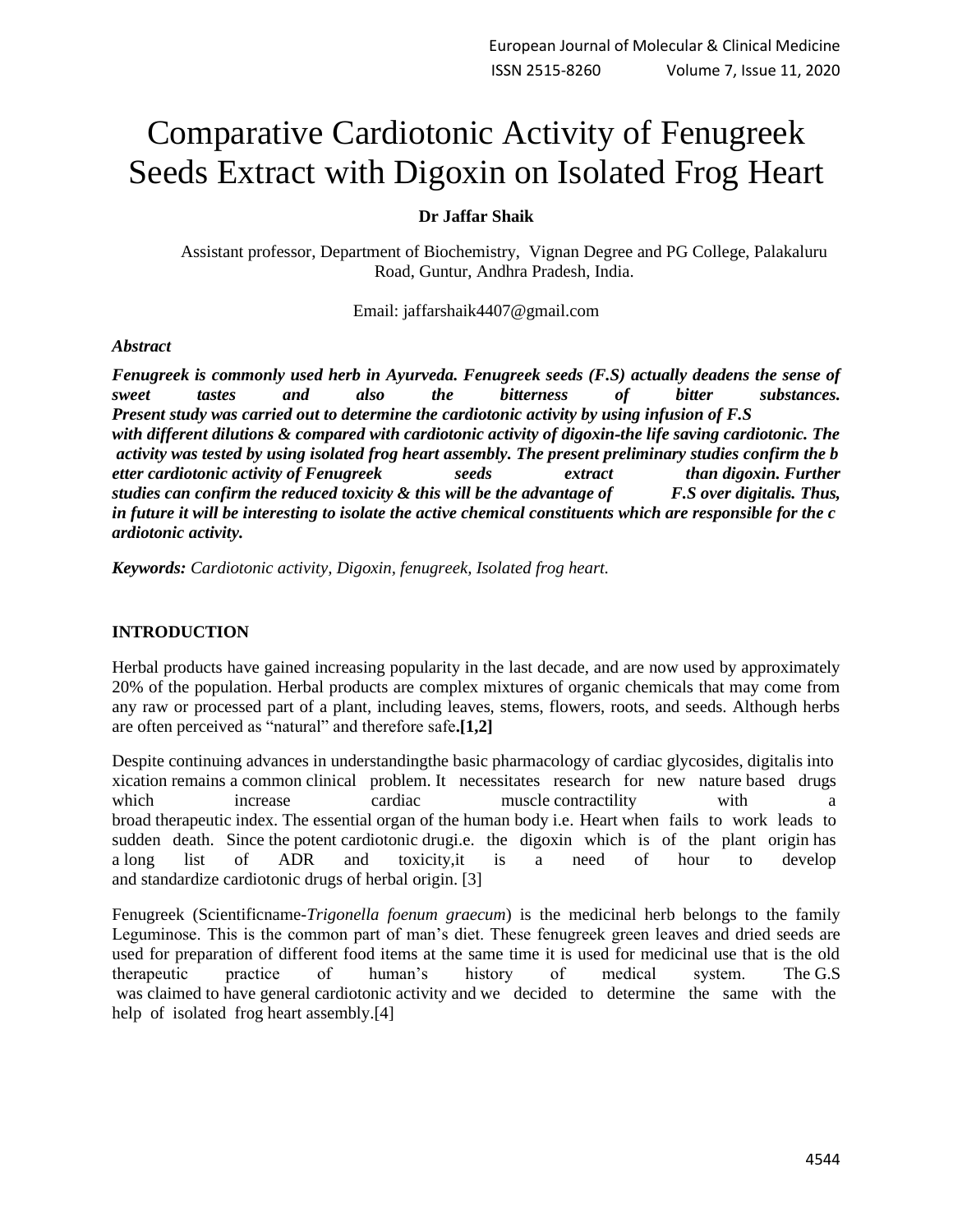# Comparative Cardiotonic Activity of Fenugreek Seeds Extract with Digoxin on Isolated Frog Heart

**Dr Jaffar Shaik**

Assistant professor, Department of Biochemistry, Vignan Degree and PG College, Palakaluru Road, Guntur, Andhra Pradesh, India.

Email: jaffarshaik4407@gmail.com

***Abstract***

***Fenugreek is commonly used herb in Ayurveda. Fenugreek seeds (F.S) actually deadens the sense of sweet tastes and also the bitterness of bitter substances. Present study was carried out to determine the cardiotonic activity by using infusion of F.S with different dilutions & compared with cardiotonic activity of digoxin-the life saving cardiotonic. The activity was tested by using isolated frog heart assembly. The present preliminary studies confirm the better cardiotonic activity of Fenugreek seeds extract than digoxin. Further studies can confirm the reduced toxicity & this will be the advantage of F.S over digitalis. Thus, in future it will be interesting to isolate the active chemical constituents which are responsible for the cardiotonic activity.***

***Keywords:*** *Cardiotonic activity, Digoxin, fenugreek, Isolated frog heart.*

## INTRODUCTION

Herbal products have gained increasing popularity in the last decade, and are now used by approximately 20% of the population. Herbal products are complex mixtures of organic chemicals that may come from any raw or processed part of a plant, including leaves, stems, flowers, roots, and seeds. Although herbs are often perceived as "natural" and therefore safe**.[1,2]**

Despite continuing advances in understandingthe basic pharmacology of cardiac glycosides, digitalis intoxication remains a common clinical problem. It necessitates research for new nature based drugs which increase cardiac muscle contractility with a broad therapeutic index. The essential organ of the human body i.e. Heart when fails to work leads to sudden death. Since the potent cardiotonic drugi.e. the digoxin which is of the plant origin has a long list of ADR and toxicity,it is a need of hour to develop and standardize cardiotonic drugs of herbal origin. [3]

Fenugreek (Scientificname-*Trigonella foenum graecum*) is the medicinal herb belongs to the family Leguminose. This is the common part of man's diet. These fenugreek green leaves and dried seeds are used for preparation of different food items at the same time it is used for medicinal use that is the old therapeutic practice of human's history of medical system. The G.S was claimed to have general cardiotonic activity and we decided to determine the same with the help of isolated frog heart assembly.[4]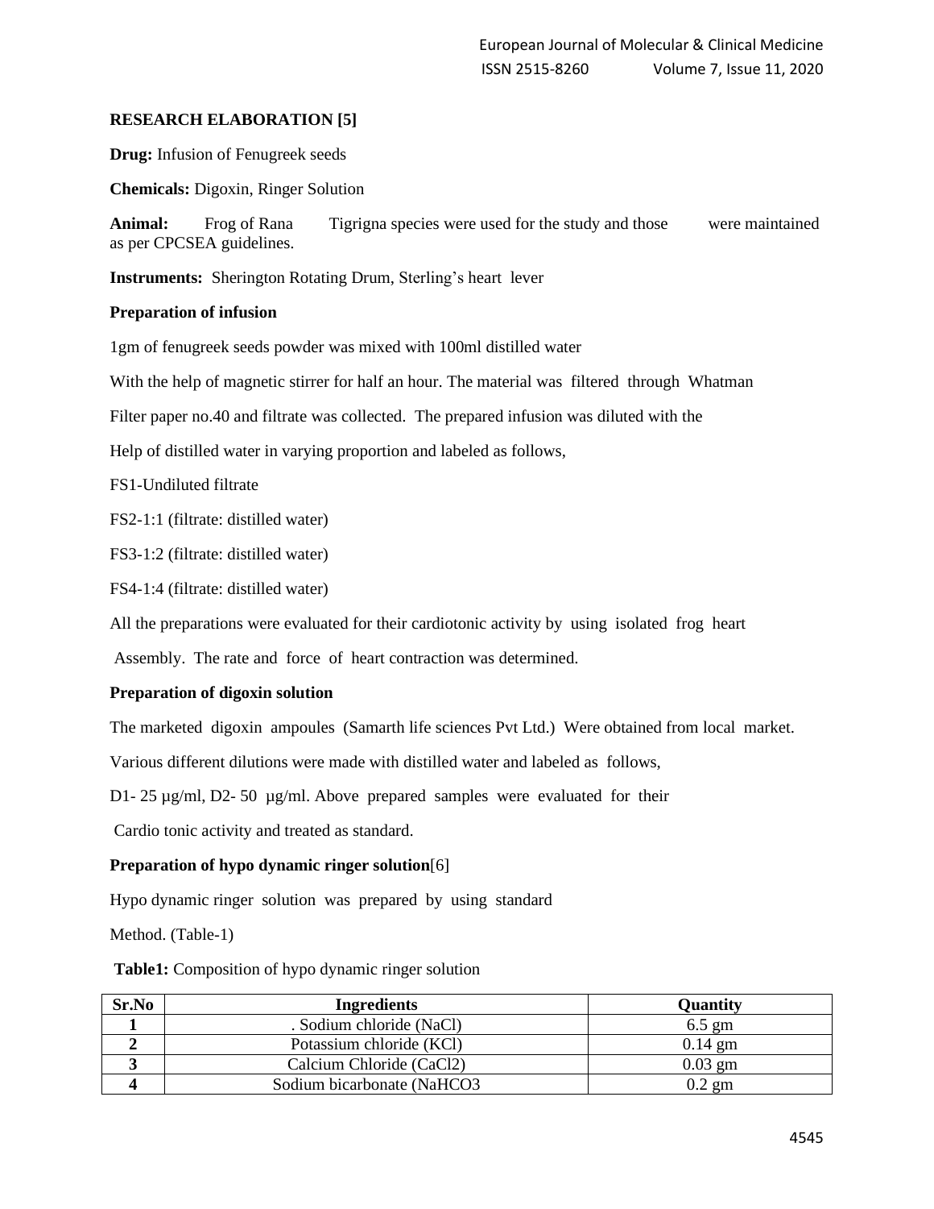**RESEARCH ELABORATION [5]**

**Drug:** Infusion of Fenugreek seeds

**Chemicals:** Digoxin, Ringer Solution

**Animal:** Frog of Rana Tigrigna species were used for the study and those were maintained as per CPCSEA guidelines.

**Instruments:** Sherington Rotating Drum, Sterling's heart lever

**Preparation of infusion**

1gm of fenugreek seeds powder was mixed with 100ml distilled water

With the help of magnetic stirrer for half an hour. The material was filtered through Whatman

Filter paper no.40 and filtrate was collected. The prepared infusion was diluted with the

Help of distilled water in varying proportion and labeled as follows,

FS1-Undiluted filtrate

FS2-1:1 (filtrate: distilled water)

FS3-1:2 (filtrate: distilled water)

FS4-1:4 (filtrate: distilled water)

All the preparations were evaluated for their cardiotonic activity by using isolated frog heart

Assembly. The rate and force of heart contraction was determined.

**Preparation of digoxin solution**

The marketed digoxin ampoules (Samarth life sciences Pvt Ltd.) Were obtained from local market.

Various different dilutions were made with distilled water and labeled as follows,

D1- 25 µg/ml, D2- 50 µg/ml. Above prepared samples were evaluated for their

Cardio tonic activity and treated as standard.

**Preparation of hypo dynamic ringer solution**[6]

Hypo dynamic ringer solution was prepared by using standard

Method. (Table-1)

**Table1:** Composition of hypo dynamic ringer solution

| Sr.No | Ingredients | Quantity |
|---|---|---|
| **1** | . Sodium chloride (NaCl) | 6.5 gm |
| **2** | Potassium chloride (KCl) | 0.14 gm |
| **3** | Calcium Chloride ($CaCl_2$) | 0.03 gm |
| **4** | Sodium bicarbonate ($NaHCO_3$ | 0.2 gm |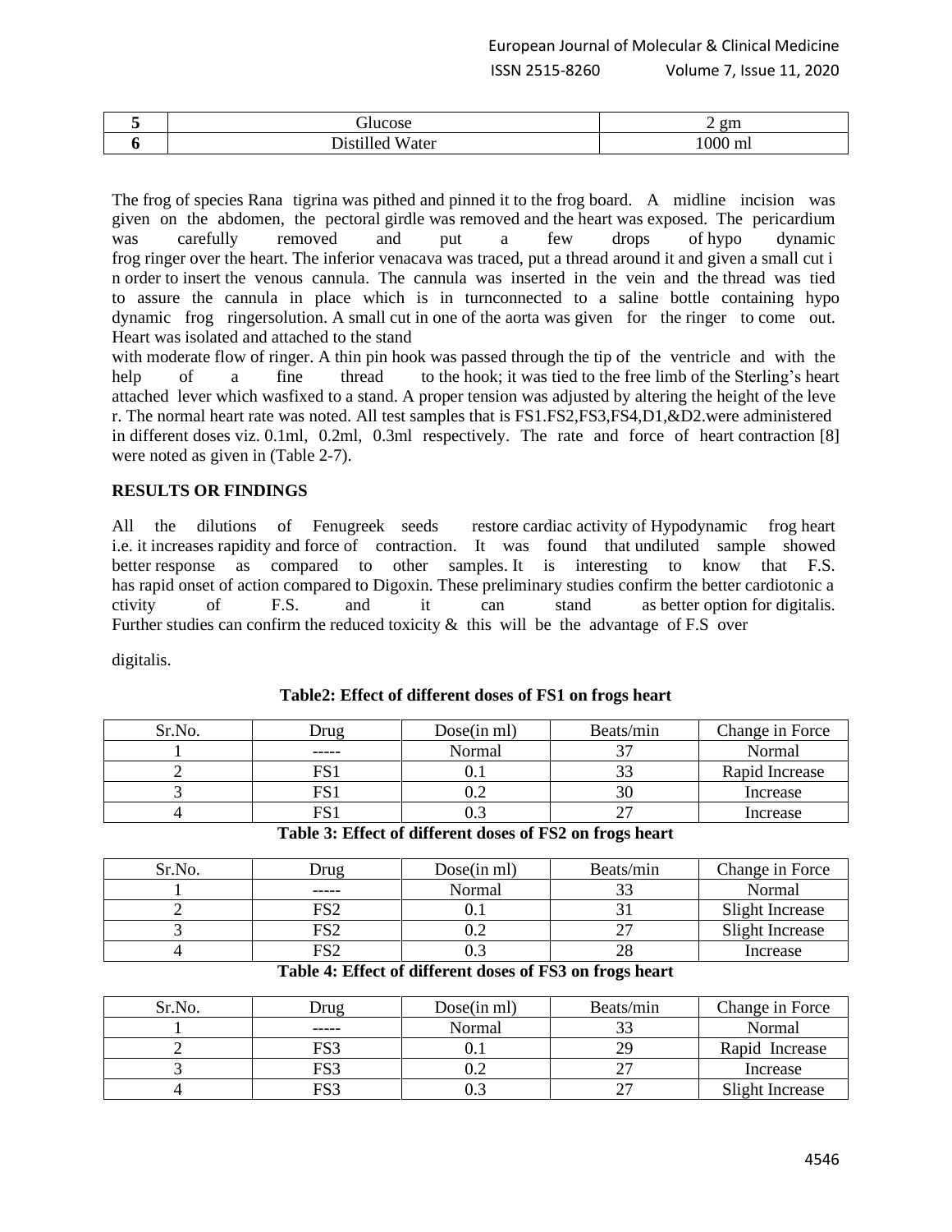| | | |
|---|---|---|
| **5** | Glucose | 2 gm |
| **6** | Distilled Water | 1000 ml |

The frog of species Rana tigrina was pithed and pinned it to the frog board. A midline incision was given on the abdomen, the pectoral girdle was removed and the heart was exposed. The pericardium was carefully removed and put a few drops of hypo dynamic frog ringer over the heart. The inferior venacava was traced, put a thread around it and given a small cut i n order to insert the venous cannula. The cannula was inserted in the vein and the thread was tied to assure the cannula in place which is in turnconnected to a saline bottle containing hypo dynamic frog ringersolution. A small cut in one of the aorta was given for the ringer to come out. Heart was isolated and attached to the stand with moderate flow of ringer. A thin pin hook was passed through the tip of the ventricle and with the help of a fine thread to the hook; it was tied to the free limb of the Sterling's heart attached lever which wasfixed to a stand. A proper tension was adjusted by altering the height of the leve r. The normal heart rate was noted. All test samples that is FS1.FS2,FS3,FS4,D1,&D2.were administered in different doses viz. 0.1ml, 0.2ml, 0.3ml respectively. The rate and force of heart contraction [8] were noted as given in (Table 2-7).

## RESULTS OR FINDINGS

All the dilutions of Fenugreek seeds restore cardiac activity of Hypodynamic frog heart i.e. it increases rapidity and force of contraction. It was found that undiluted sample showed better response as compared to other samples. It is interesting to know that F.S. has rapid onset of action compared to Digoxin. These preliminary studies confirm the better cardiotonic a ctivity of F.S. and it can stand as better option for digitalis. Further studies can confirm the reduced toxicity & this will be the advantage of F.S over digitalis.

**Table2: Effect of different doses of FS1 on frogs heart**

| Sr.No. | Drug | Dose(in ml) | Beats/min | Change in Force |
|---|---|---|---|---|
| 1 | ----- | Normal | 37 | Normal |
| 2 | FS1 | 0.1 | 33 | Rapid Increase |
| 3 | FS1 | 0.2 | 30 | Increase |
| 4 | FS1 | 0.3 | 27 | Increase |

**Table 3: Effect of different doses of FS2 on frogs heart**

| Sr.No. | Drug | Dose(in ml) | Beats/min | Change in Force |
|---|---|---|---|---|
| 1 | ----- | Normal | 33 | Normal |
| 2 | FS2 | 0.1 | 31 | Slight Increase |
| 3 | FS2 | 0.2 | 27 | Slight Increase |
| 4 | FS2 | 0.3 | 28 | Increase |

**Table 4: Effect of different doses of FS3 on frogs heart**

| Sr.No. | Drug | Dose(in ml) | Beats/min | Change in Force |
|---|---|---|---|---|
| 1 | ----- | Normal | 33 | Normal |
| 2 | FS3 | 0.1 | 29 | Rapid Increase |
| 3 | FS3 | 0.2 | 27 | Increase |
| 4 | FS3 | 0.3 | 27 | Slight Increase |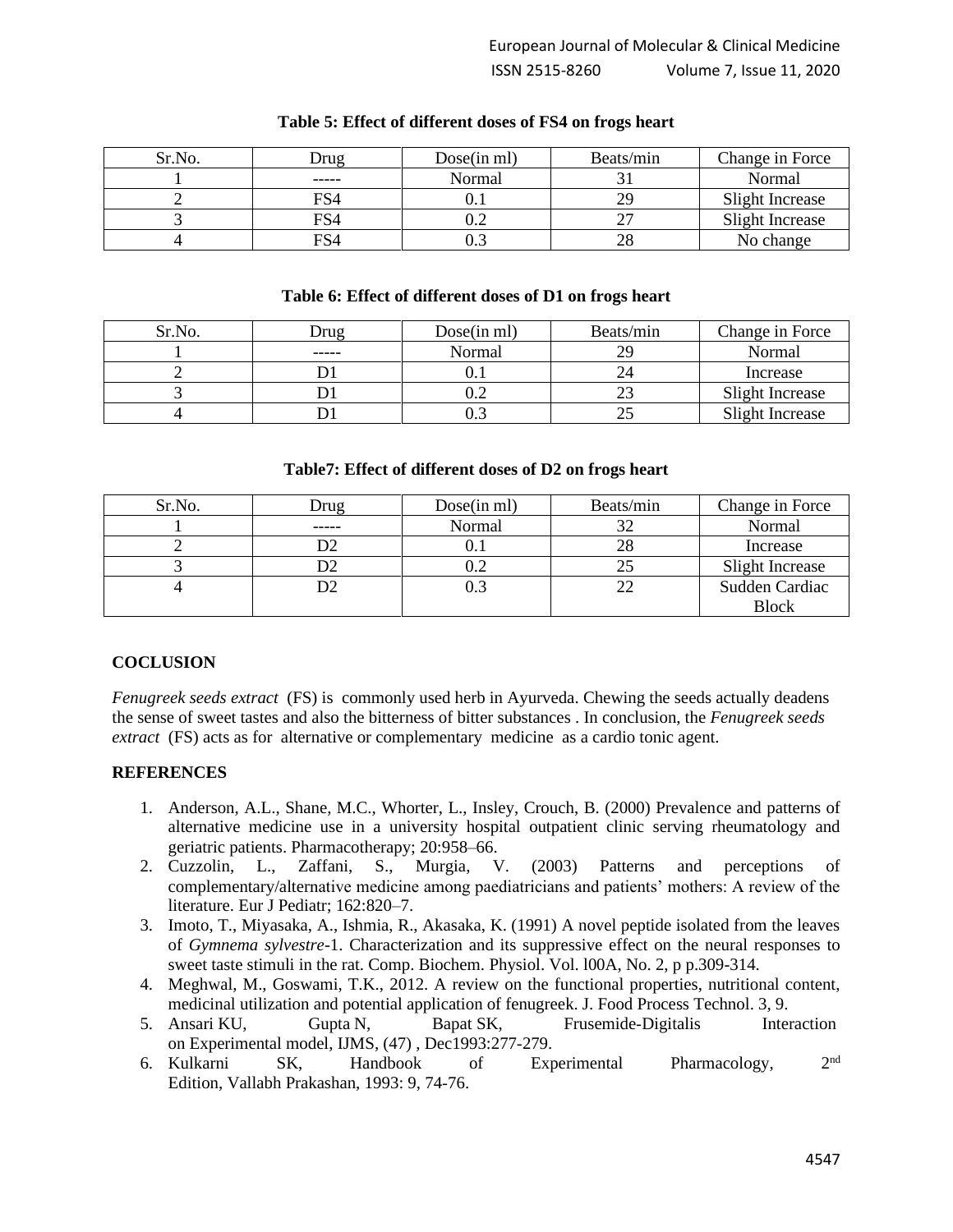**Table 5: Effect of different doses of FS4 on frogs heart**

| Sr.No. | Drug | Dose(in ml) | Beats/min | Change in Force |
|---|---|---|---|---|
| 1 | ----- | Normal | 31 | Normal |
| 2 | FS4 | 0.1 | 29 | Slight Increase |
| 3 | FS4 | 0.2 | 27 | Slight Increase |
| 4 | FS4 | 0.3 | 28 | No change |

**Table 6: Effect of different doses of D1 on frogs heart**

| Sr.No. | Drug | Dose(in ml) | Beats/min | Change in Force |
|---|---|---|---|---|
| 1 | ----- | Normal | 29 | Normal |
| 2 | D1 | 0.1 | 24 | Increase |
| 3 | D1 | 0.2 | 23 | Slight Increase |
| 4 | D1 | 0.3 | 25 | Slight Increase |

**Table7: Effect of different doses of D2 on frogs heart**

| Sr.No. | Drug | Dose(in ml) | Beats/min | Change in Force |
|---|---|---|---|---|
| 1 | ----- | Normal | 32 | Normal |
| 2 | D2 | 0.1 | 28 | Increase |
| 3 | D2 | 0.2 | 25 | Slight Increase |
| 4 | D2 | 0.3 | 22 | Sudden Cardiac Block |

## COCLUSION

*Fenugreek seeds extract* (FS) is commonly used herb in Ayurveda. Chewing the seeds actually deadens the sense of sweet tastes and also the bitterness of bitter substances . In conclusion, the *Fenugreek seeds extract* (FS) acts as for alternative or complementary medicine as a cardio tonic agent.

## REFERENCES

1. Anderson, A.L., Shane, M.C., Whorter, L., Insley, Crouch, B. (2000) Prevalence and patterns of alternative medicine use in a university hospital outpatient clinic serving rheumatology and geriatric patients. Pharmacotherapy; 20:958–66.
2. Cuzzolin, L., Zaffani, S., Murgia, V. (2003) Patterns and perceptions of complementary/alternative medicine among paediatricians and patients' mothers: A review of the literature. Eur J Pediatr; 162:820–7.
3. Imoto, T., Miyasaka, A., Ishmia, R., Akasaka, K. (1991) A novel peptide isolated from the leaves of *Gymnema sylvestre*-1. Characterization and its suppressive effect on the neural responses to sweet taste stimuli in the rat. Comp. Biochem. Physiol. Vol. l00A, No. 2, p p.309-314.
4. Meghwal, M., Goswami, T.K., 2012. A review on the functional properties, nutritional content, medicinal utilization and potential application of fenugreek. J. Food Process Technol. 3, 9.
5. Ansari KU, Gupta N, Bapat SK, Frusemide-Digitalis Interaction on Experimental model, IJMS, (47) , Dec1993:277-279.
6. Kulkarni SK, Handbook of Experimental Pharmacology, 2nd Edition, Vallabh Prakashan, 1993: 9, 74-76.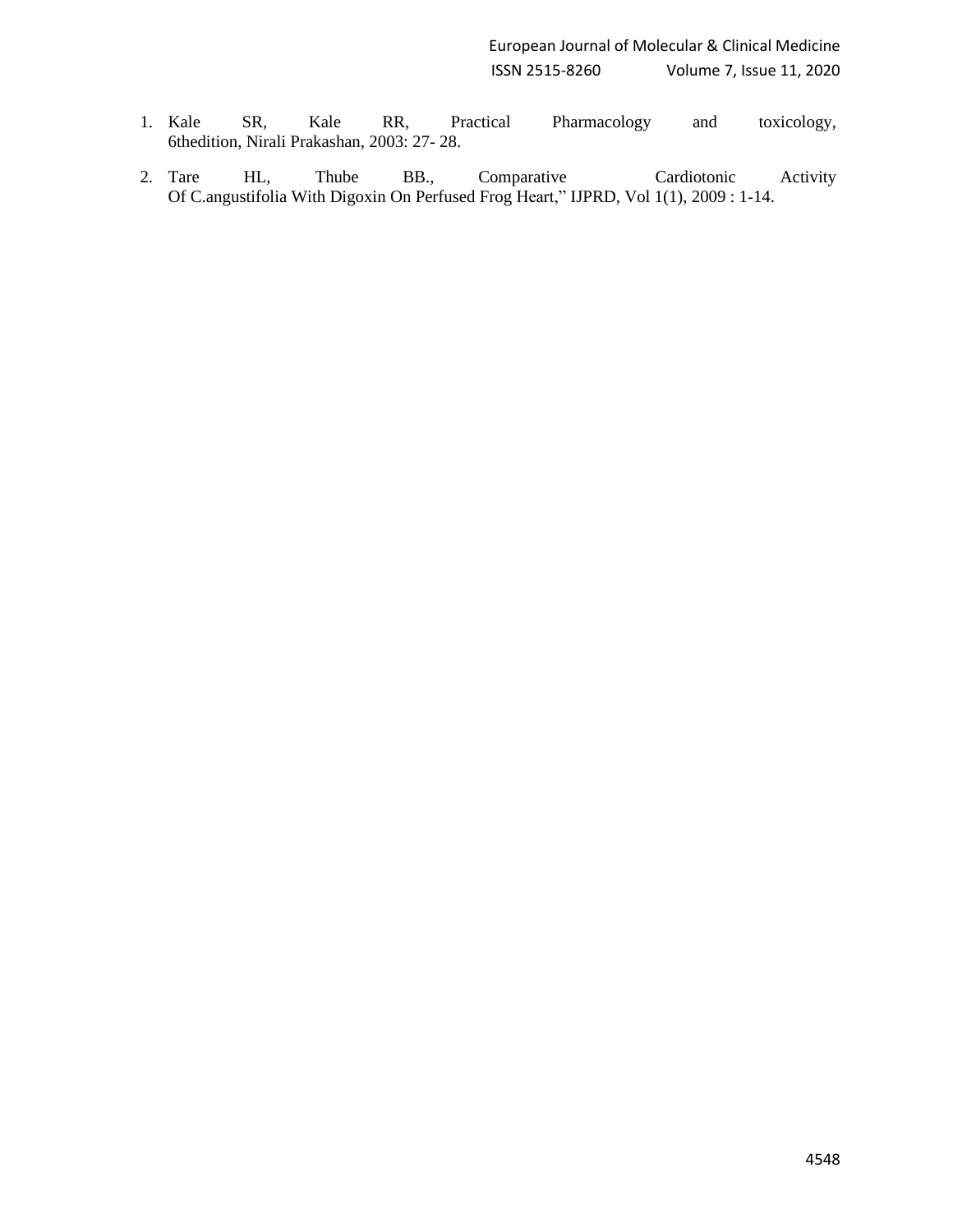1. Kale SR, Kale RR, Practical Pharmacology and toxicology, 6thedition, Nirali Prakashan, 2003: 27- 28.
2. Tare HL, Thube BB., Comparative Cardiotonic Activity Of C.angustifolia With Digoxin On Perfused Frog Heart," IJPRD, Vol 1(1), 2009 : 1-14.